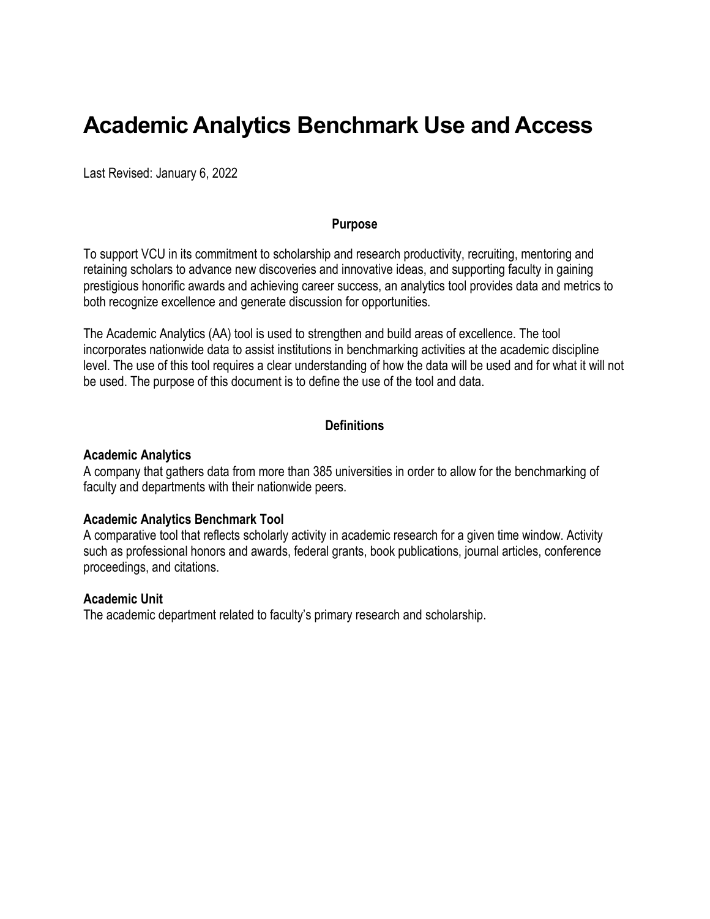# Academic Analytics Benchmark Use and Access

Last Revised: January 6, 2022

## Purpose

To support VCU in its commitment to scholarship and research productivity, recruiting, mentoring and retaining scholars to advance new discoveries and innovative ideas, and supporting faculty in gaining prestigious honorific awards and achieving career success, an analytics tool provides data and metrics to both recognize excellence and generate discussion for opportunities.

The Academic Analytics (AA) tool is used to strengthen and build areas of excellence. The tool incorporates nationwide data to assist institutions in benchmarking activities at the academic discipline level. The use of this tool requires a clear understanding of how the data will be used and for what it will not be used. The purpose of this document is to define the use of the tool and data.

## Definitions

**Academic Analytics**
A company that gathers data from more than 385 universities in order to allow for the benchmarking of faculty and departments with their nationwide peers.

**Academic Analytics Benchmark Tool**
A comparative tool that reflects scholarly activity in academic research for a given time window. Activity such as professional honors and awards, federal grants, book publications, journal articles, conference proceedings, and citations.

**Academic Unit**
The academic department related to faculty's primary research and scholarship.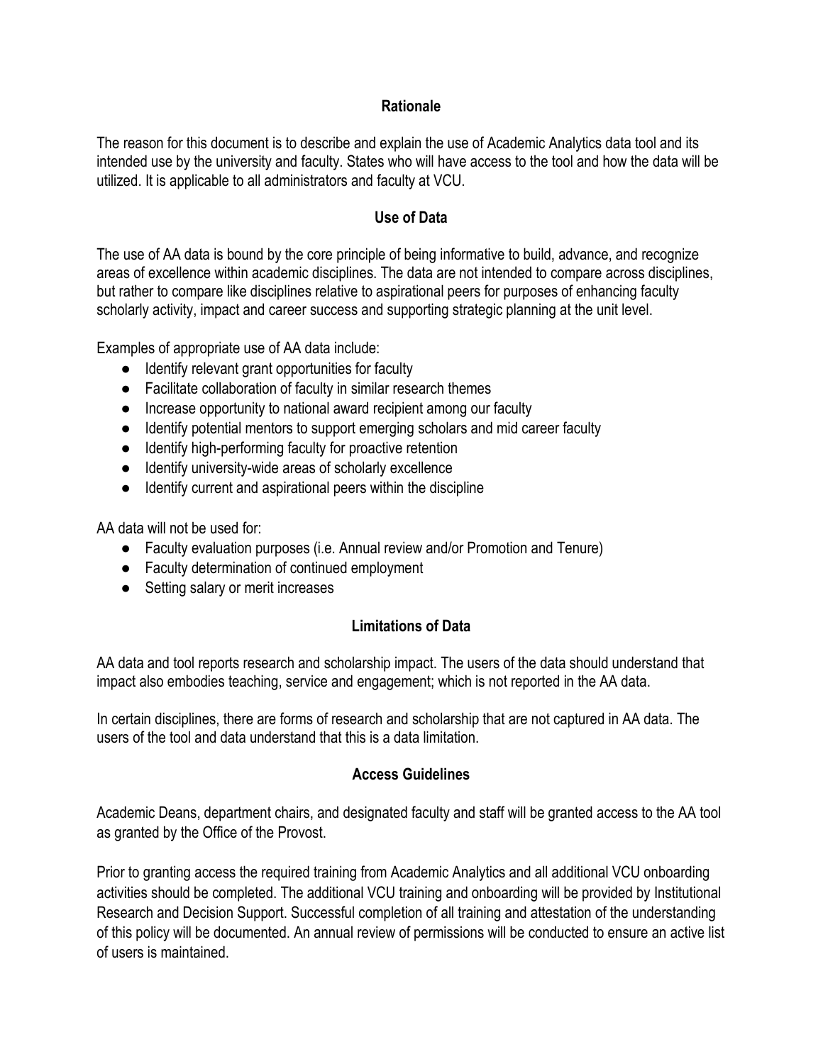## Rationale

The reason for this document is to describe and explain the use of Academic Analytics data tool and its intended use by the university and faculty. States who will have access to the tool and how the data will be utilized. It is applicable to all administrators and faculty at VCU.

## Use of Data

The use of AA data is bound by the core principle of being informative to build, advance, and recognize areas of excellence within academic disciplines. The data are not intended to compare across disciplines, but rather to compare like disciplines relative to aspirational peers for purposes of enhancing faculty scholarly activity, impact and career success and supporting strategic planning at the unit level.

Examples of appropriate use of AA data include:

- Identify relevant grant opportunities for faculty
- Facilitate collaboration of faculty in similar research themes
- Increase opportunity to national award recipient among our faculty
- Identify potential mentors to support emerging scholars and mid career faculty
- Identify high-performing faculty for proactive retention
- Identify university-wide areas of scholarly excellence
- Identify current and aspirational peers within the discipline

AA data will not be used for:

- Faculty evaluation purposes (i.e. Annual review and/or Promotion and Tenure)
- Faculty determination of continued employment
- Setting salary or merit increases

## Limitations of Data

AA data and tool reports research and scholarship impact. The users of the data should understand that impact also embodies teaching, service and engagement; which is not reported in the AA data.

In certain disciplines, there are forms of research and scholarship that are not captured in AA data. The users of the tool and data understand that this is a data limitation.

## Access Guidelines

Academic Deans, department chairs, and designated faculty and staff will be granted access to the AA tool as granted by the Office of the Provost.

Prior to granting access the required training from Academic Analytics and all additional VCU onboarding activities should be completed. The additional VCU training and onboarding will be provided by Institutional Research and Decision Support. Successful completion of all training and attestation of the understanding of this policy will be documented. An annual review of permissions will be conducted to ensure an active list of users is maintained.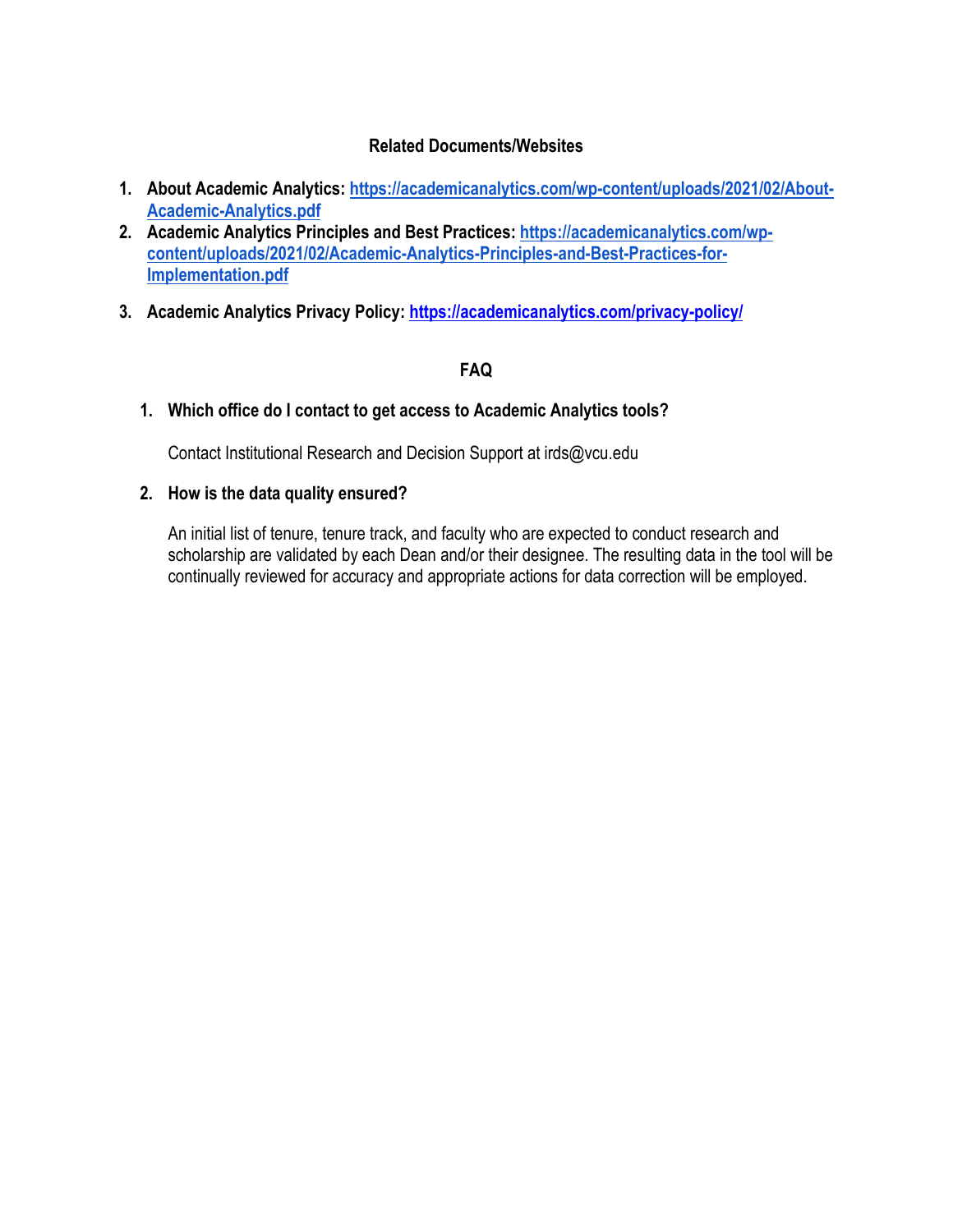## Related Documents/Websites

1. **About Academic Analytics: https://academicanalytics.com/wp-content/uploads/2021/02/About-Academic-Analytics.pdf**
2. **Academic Analytics Principles and Best Practices: https://academicanalytics.com/wp-content/uploads/2021/02/Academic-Analytics-Principles-and-Best-Practices-for-Implementation.pdf**
3. **Academic Analytics Privacy Policy: https://academicanalytics.com/privacy-policy/**

## FAQ

1. **Which office do I contact to get access to Academic Analytics tools?**

   Contact Institutional Research and Decision Support at irds@vcu.edu

2. **How is the data quality ensured?**

   An initial list of tenure, tenure track, and faculty who are expected to conduct research and scholarship are validated by each Dean and/or their designee. The resulting data in the tool will be continually reviewed for accuracy and appropriate actions for data correction will be employed.